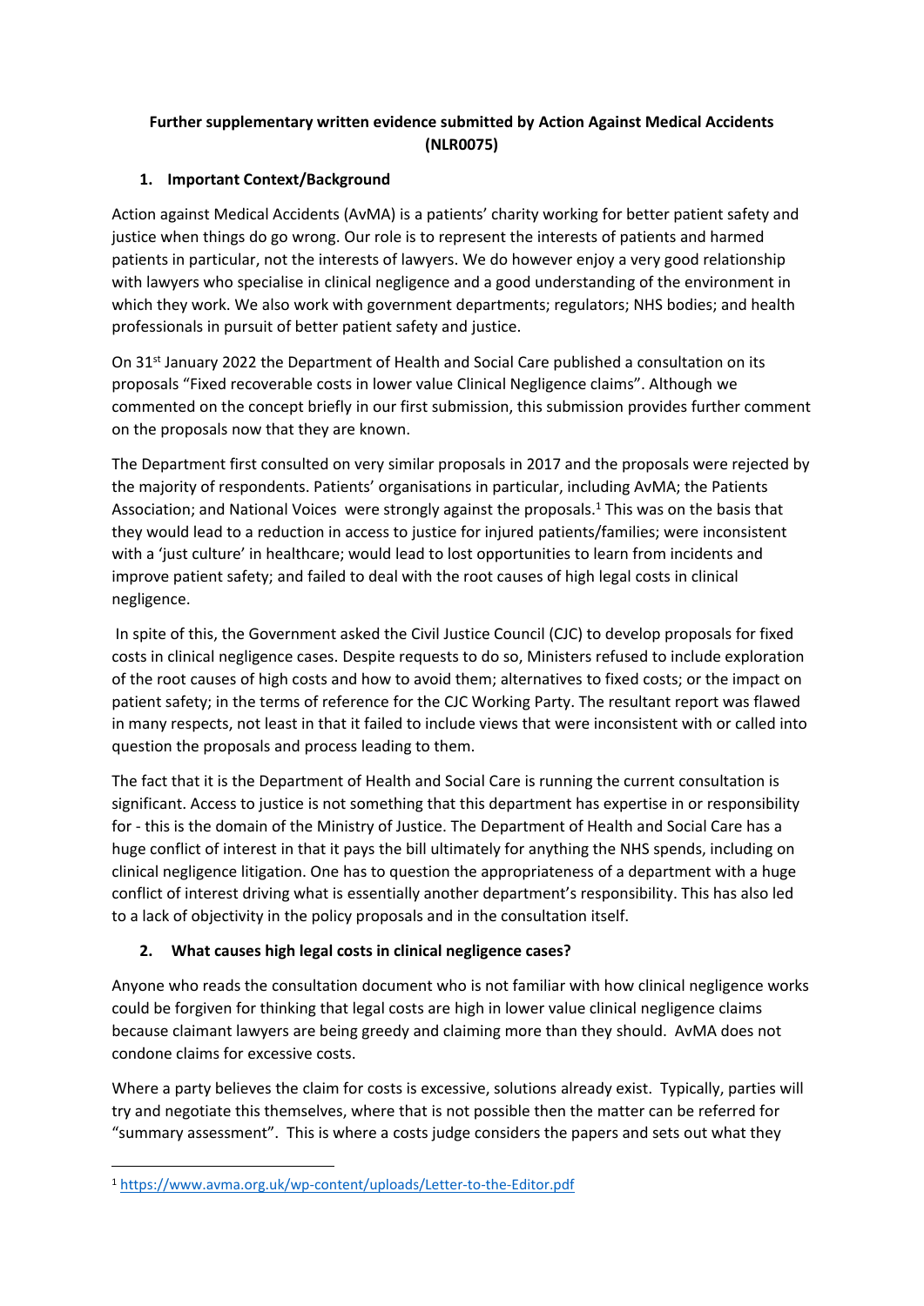**Further supplementary written evidence submitted by Action Against Medical Accidents (NLR0075)**

## 1. Important Context/Background

Action against Medical Accidents (AvMA) is a patients' charity working for better patient safety and justice when things do go wrong. Our role is to represent the interests of patients and harmed patients in particular, not the interests of lawyers. We do however enjoy a very good relationship with lawyers who specialise in clinical negligence and a good understanding of the environment in which they work. We also work with government departments; regulators; NHS bodies; and health professionals in pursuit of better patient safety and justice.

On 31st January 2022 the Department of Health and Social Care published a consultation on its proposals "Fixed recoverable costs in lower value Clinical Negligence claims". Although we commented on the concept briefly in our first submission, this submission provides further comment on the proposals now that they are known.

The Department first consulted on very similar proposals in 2017 and the proposals were rejected by the majority of respondents. Patients' organisations in particular, including AvMA; the Patients Association; and National Voices were strongly against the proposals.[1] This was on the basis that they would lead to a reduction in access to justice for injured patients/families; were inconsistent with a 'just culture' in healthcare; would lead to lost opportunities to learn from incidents and improve patient safety; and failed to deal with the root causes of high legal costs in clinical negligence.

In spite of this, the Government asked the Civil Justice Council (CJC) to develop proposals for fixed costs in clinical negligence cases. Despite requests to do so, Ministers refused to include exploration of the root causes of high costs and how to avoid them; alternatives to fixed costs; or the impact on patient safety; in the terms of reference for the CJC Working Party. The resultant report was flawed in many respects, not least in that it failed to include views that were inconsistent with or called into question the proposals and process leading to them.

The fact that it is the Department of Health and Social Care is running the current consultation is significant. Access to justice is not something that this department has expertise in or responsibility for - this is the domain of the Ministry of Justice. The Department of Health and Social Care has a huge conflict of interest in that it pays the bill ultimately for anything the NHS spends, including on clinical negligence litigation. One has to question the appropriateness of a department with a huge conflict of interest driving what is essentially another department's responsibility. This has also led to a lack of objectivity in the policy proposals and in the consultation itself.

## 2. What causes high legal costs in clinical negligence cases?

Anyone who reads the consultation document who is not familiar with how clinical negligence works could be forgiven for thinking that legal costs are high in lower value clinical negligence claims because claimant lawyers are being greedy and claiming more than they should. AvMA does not condone claims for excessive costs.

Where a party believes the claim for costs is excessive, solutions already exist. Typically, parties will try and negotiate this themselves, where that is not possible then the matter can be referred for "summary assessment". This is where a costs judge considers the papers and sets out what they

---

[1] https://www.avma.org.uk/wp-content/uploads/Letter-to-the-Editor.pdf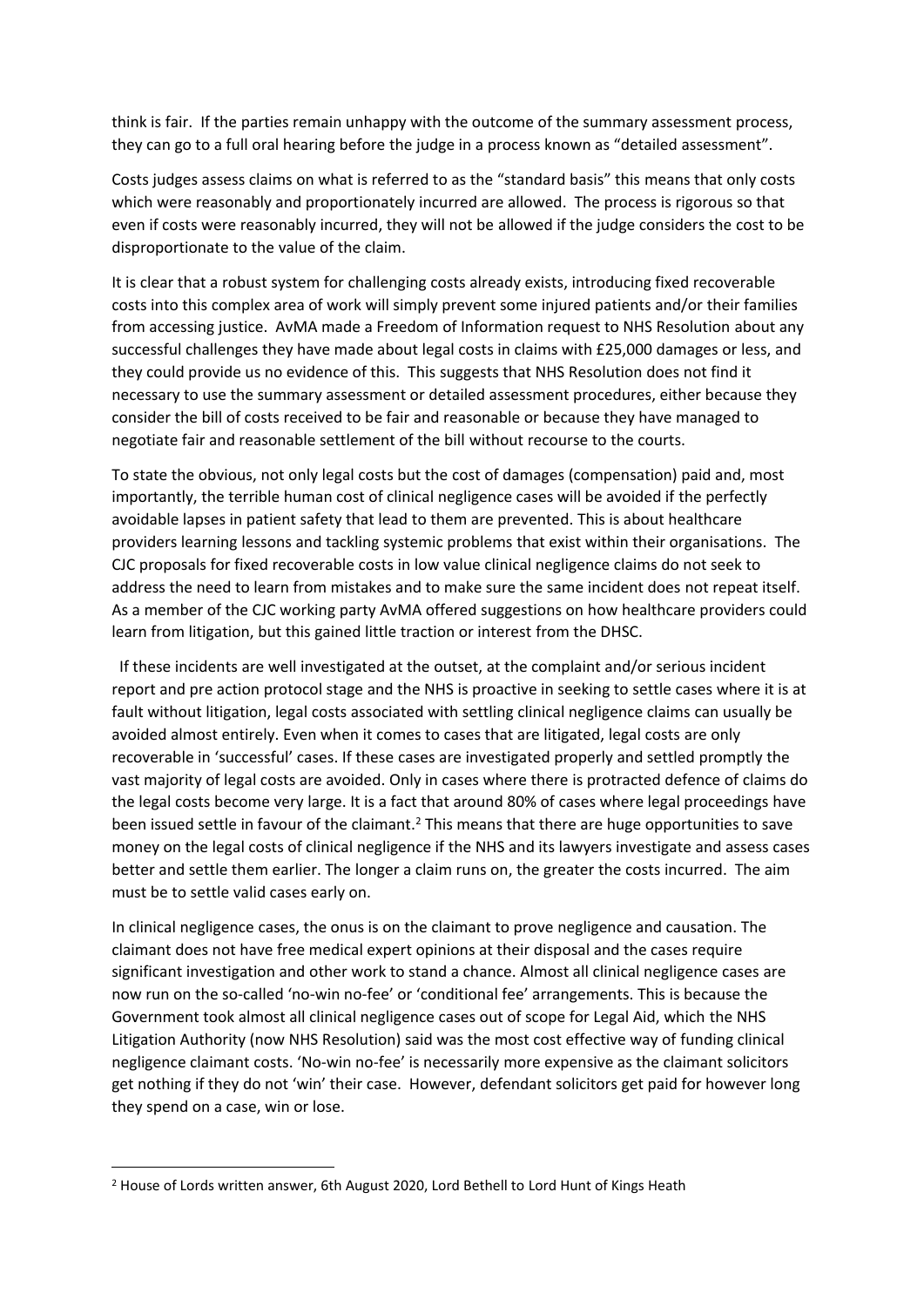think is fair. If the parties remain unhappy with the outcome of the summary assessment process, they can go to a full oral hearing before the judge in a process known as "detailed assessment".

Costs judges assess claims on what is referred to as the "standard basis" this means that only costs which were reasonably and proportionately incurred are allowed. The process is rigorous so that even if costs were reasonably incurred, they will not be allowed if the judge considers the cost to be disproportionate to the value of the claim.

It is clear that a robust system for challenging costs already exists, introducing fixed recoverable costs into this complex area of work will simply prevent some injured patients and/or their families from accessing justice. AvMA made a Freedom of Information request to NHS Resolution about any successful challenges they have made about legal costs in claims with £25,000 damages or less, and they could provide us no evidence of this. This suggests that NHS Resolution does not find it necessary to use the summary assessment or detailed assessment procedures, either because they consider the bill of costs received to be fair and reasonable or because they have managed to negotiate fair and reasonable settlement of the bill without recourse to the courts.

To state the obvious, not only legal costs but the cost of damages (compensation) paid and, most importantly, the terrible human cost of clinical negligence cases will be avoided if the perfectly avoidable lapses in patient safety that lead to them are prevented. This is about healthcare providers learning lessons and tackling systemic problems that exist within their organisations. The CJC proposals for fixed recoverable costs in low value clinical negligence claims do not seek to address the need to learn from mistakes and to make sure the same incident does not repeat itself. As a member of the CJC working party AvMA offered suggestions on how healthcare providers could learn from litigation, but this gained little traction or interest from the DHSC.

If these incidents are well investigated at the outset, at the complaint and/or serious incident report and pre action protocol stage and the NHS is proactive in seeking to settle cases where it is at fault without litigation, legal costs associated with settling clinical negligence claims can usually be avoided almost entirely. Even when it comes to cases that are litigated, legal costs are only recoverable in 'successful' cases. If these cases are investigated properly and settled promptly the vast majority of legal costs are avoided. Only in cases where there is protracted defence of claims do the legal costs become very large. It is a fact that around 80% of cases where legal proceedings have been issued settle in favour of the claimant.[2] This means that there are huge opportunities to save money on the legal costs of clinical negligence if the NHS and its lawyers investigate and assess cases better and settle them earlier. The longer a claim runs on, the greater the costs incurred. The aim must be to settle valid cases early on.

In clinical negligence cases, the onus is on the claimant to prove negligence and causation. The claimant does not have free medical expert opinions at their disposal and the cases require significant investigation and other work to stand a chance. Almost all clinical negligence cases are now run on the so-called 'no-win no-fee' or 'conditional fee' arrangements. This is because the Government took almost all clinical negligence cases out of scope for Legal Aid, which the NHS Litigation Authority (now NHS Resolution) said was the most cost effective way of funding clinical negligence claimant costs. 'No-win no-fee' is necessarily more expensive as the claimant solicitors get nothing if they do not 'win' their case. However, defendant solicitors get paid for however long they spend on a case, win or lose.

---

[2] House of Lords written answer, 6th August 2020, Lord Bethell to Lord Hunt of Kings Heath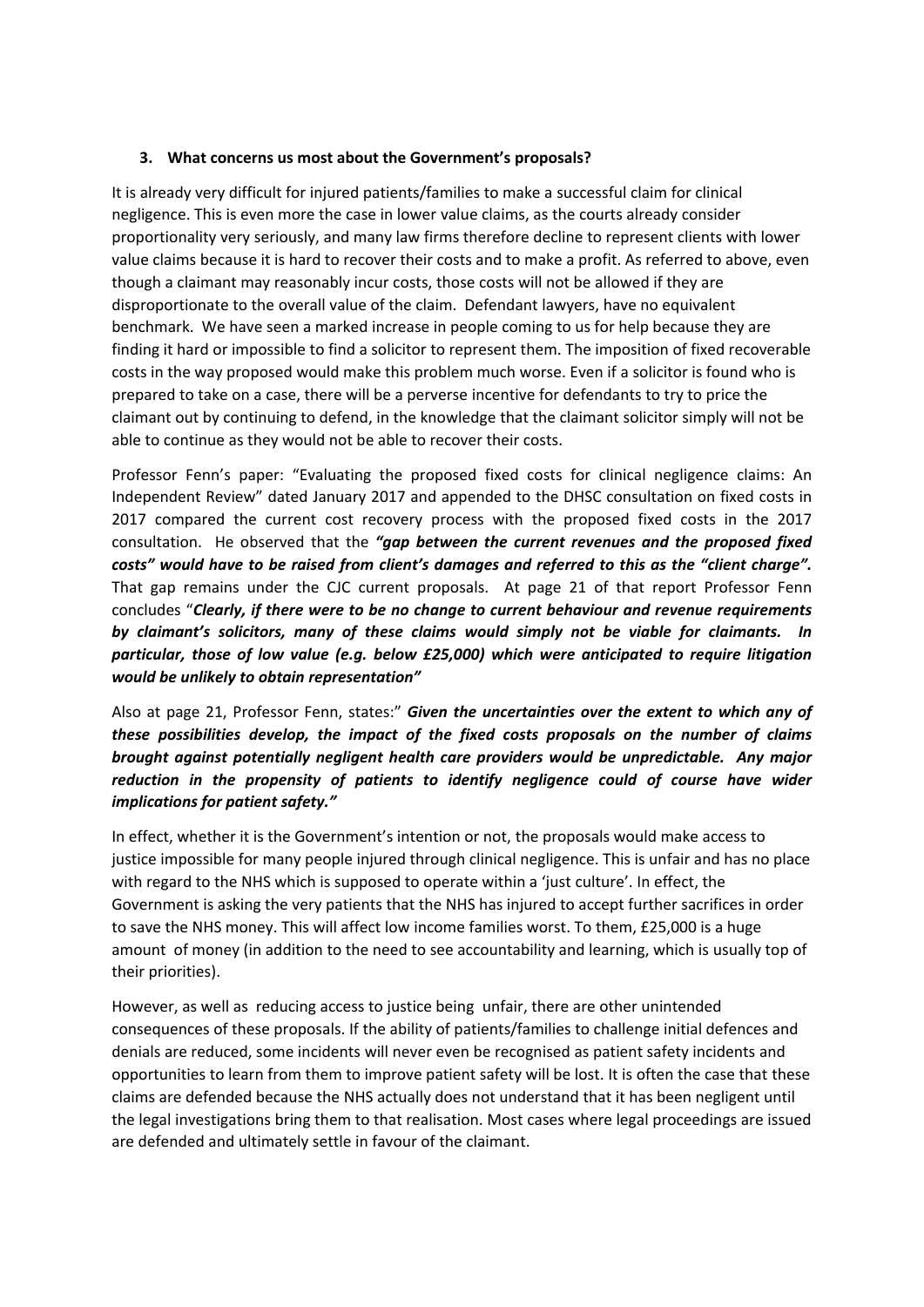### 3. What concerns us most about the Government's proposals?

It is already very difficult for injured patients/families to make a successful claim for clinical negligence. This is even more the case in lower value claims, as the courts already consider proportionality very seriously, and many law firms therefore decline to represent clients with lower value claims because it is hard to recover their costs and to make a profit. As referred to above, even though a claimant may reasonably incur costs, those costs will not be allowed if they are disproportionate to the overall value of the claim. Defendant lawyers, have no equivalent benchmark. We have seen a marked increase in people coming to us for help because they are finding it hard or impossible to find a solicitor to represent them. The imposition of fixed recoverable costs in the way proposed would make this problem much worse. Even if a solicitor is found who is prepared to take on a case, there will be a perverse incentive for defendants to try to price the claimant out by continuing to defend, in the knowledge that the claimant solicitor simply will not be able to continue as they would not be able to recover their costs.

Professor Fenn's paper: "Evaluating the proposed fixed costs for clinical negligence claims: An Independent Review" dated January 2017 and appended to the DHSC consultation on fixed costs in 2017 compared the current cost recovery process with the proposed fixed costs in the 2017 consultation. He observed that the ***"gap between the current revenues and the proposed fixed costs" would have to be raised from client's damages and referred to this as the "client charge".*** That gap remains under the CJC current proposals. At page 21 of that report Professor Fenn concludes "***Clearly, if there were to be no change to current behaviour and revenue requirements by claimant's solicitors, many of these claims would simply not be viable for claimants. In particular, those of low value (e.g. below £25,000) which were anticipated to require litigation would be unlikely to obtain representation"***

Also at page 21, Professor Fenn, states:" ***Given the uncertainties over the extent to which any of these possibilities develop, the impact of the fixed costs proposals on the number of claims brought against potentially negligent health care providers would be unpredictable. Any major reduction in the propensity of patients to identify negligence could of course have wider implications for patient safety."***

In effect, whether it is the Government's intention or not, the proposals would make access to justice impossible for many people injured through clinical negligence. This is unfair and has no place with regard to the NHS which is supposed to operate within a 'just culture'. In effect, the Government is asking the very patients that the NHS has injured to accept further sacrifices in order to save the NHS money. This will affect low income families worst. To them, £25,000 is a huge amount of money (in addition to the need to see accountability and learning, which is usually top of their priorities).

However, as well as reducing access to justice being unfair, there are other unintended consequences of these proposals. If the ability of patients/families to challenge initial defences and denials are reduced, some incidents will never even be recognised as patient safety incidents and opportunities to learn from them to improve patient safety will be lost. It is often the case that these claims are defended because the NHS actually does not understand that it has been negligent until the legal investigations bring them to that realisation. Most cases where legal proceedings are issued are defended and ultimately settle in favour of the claimant.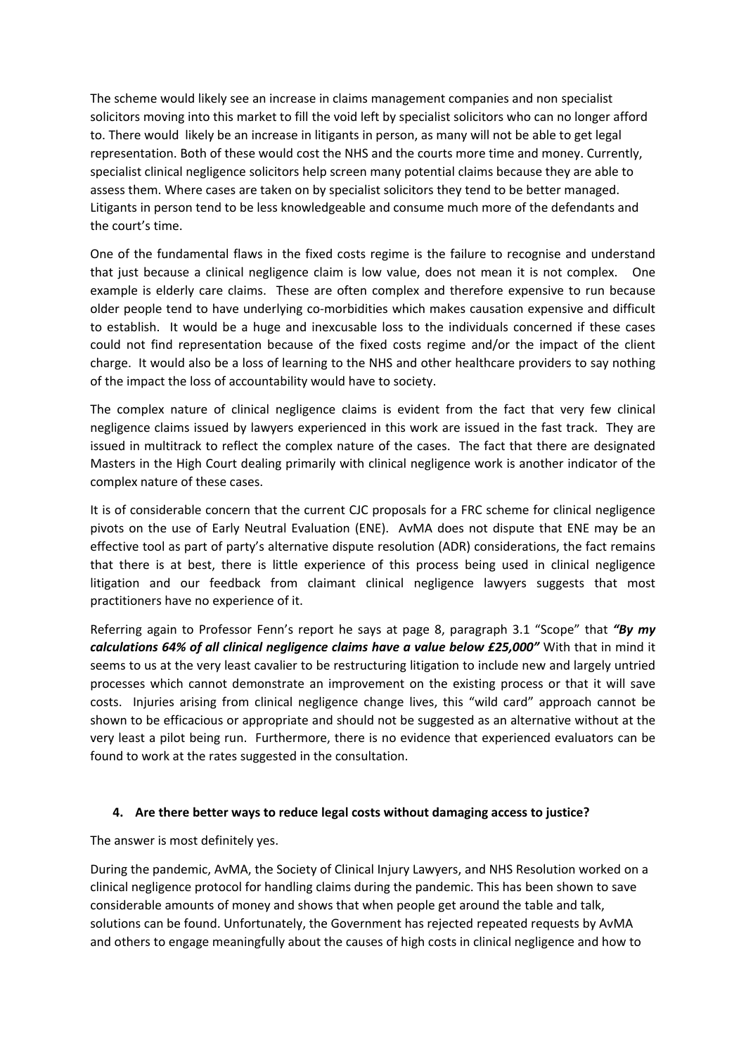The scheme would likely see an increase in claims management companies and non specialist solicitors moving into this market to fill the void left by specialist solicitors who can no longer afford to. There would likely be an increase in litigants in person, as many will not be able to get legal representation. Both of these would cost the NHS and the courts more time and money. Currently, specialist clinical negligence solicitors help screen many potential claims because they are able to assess them. Where cases are taken on by specialist solicitors they tend to be better managed. Litigants in person tend to be less knowledgeable and consume much more of the defendants and the court's time.

One of the fundamental flaws in the fixed costs regime is the failure to recognise and understand that just because a clinical negligence claim is low value, does not mean it is not complex. One example is elderly care claims. These are often complex and therefore expensive to run because older people tend to have underlying co-morbidities which makes causation expensive and difficult to establish. It would be a huge and inexcusable loss to the individuals concerned if these cases could not find representation because of the fixed costs regime and/or the impact of the client charge. It would also be a loss of learning to the NHS and other healthcare providers to say nothing of the impact the loss of accountability would have to society.

The complex nature of clinical negligence claims is evident from the fact that very few clinical negligence claims issued by lawyers experienced in this work are issued in the fast track. They are issued in multitrack to reflect the complex nature of the cases. The fact that there are designated Masters in the High Court dealing primarily with clinical negligence work is another indicator of the complex nature of these cases.

It is of considerable concern that the current CJC proposals for a FRC scheme for clinical negligence pivots on the use of Early Neutral Evaluation (ENE). AvMA does not dispute that ENE may be an effective tool as part of party's alternative dispute resolution (ADR) considerations, the fact remains that there is at best, there is little experience of this process being used in clinical negligence litigation and our feedback from claimant clinical negligence lawyers suggests that most practitioners have no experience of it.

Referring again to Professor Fenn's report he says at page 8, paragraph 3.1 "Scope" that ***"By my calculations 64% of all clinical negligence claims have a value below £25,000"*** With that in mind it seems to us at the very least cavalier to be restructuring litigation to include new and largely untried processes which cannot demonstrate an improvement on the existing process or that it will save costs. Injuries arising from clinical negligence change lives, this "wild card" approach cannot be shown to be efficacious or appropriate and should not be suggested as an alternative without at the very least a pilot being run. Furthermore, there is no evidence that experienced evaluators can be found to work at the rates suggested in the consultation.

#### 4. Are there better ways to reduce legal costs without damaging access to justice?

The answer is most definitely yes.

During the pandemic, AvMA, the Society of Clinical Injury Lawyers, and NHS Resolution worked on a clinical negligence protocol for handling claims during the pandemic. This has been shown to save considerable amounts of money and shows that when people get around the table and talk, solutions can be found. Unfortunately, the Government has rejected repeated requests by AvMA and others to engage meaningfully about the causes of high costs in clinical negligence and how to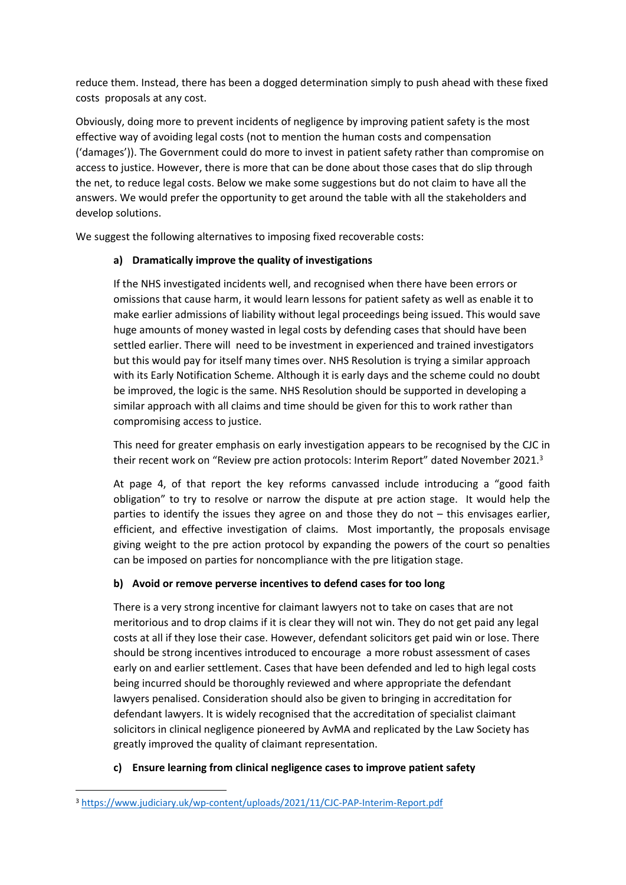reduce them. Instead, there has been a dogged determination simply to push ahead with these fixed costs proposals at any cost.

Obviously, doing more to prevent incidents of negligence by improving patient safety is the most effective way of avoiding legal costs (not to mention the human costs and compensation ('damages')). The Government could do more to invest in patient safety rather than compromise on access to justice. However, there is more that can be done about those cases that do slip through the net, to reduce legal costs. Below we make some suggestions but do not claim to have all the answers. We would prefer the opportunity to get around the table with all the stakeholders and develop solutions.

We suggest the following alternatives to imposing fixed recoverable costs:

**a) Dramatically improve the quality of investigations**

If the NHS investigated incidents well, and recognised when there have been errors or omissions that cause harm, it would learn lessons for patient safety as well as enable it to make earlier admissions of liability without legal proceedings being issued. This would save huge amounts of money wasted in legal costs by defending cases that should have been settled earlier. There will need to be investment in experienced and trained investigators but this would pay for itself many times over. NHS Resolution is trying a similar approach with its Early Notification Scheme. Although it is early days and the scheme could no doubt be improved, the logic is the same. NHS Resolution should be supported in developing a similar approach with all claims and time should be given for this to work rather than compromising access to justice.

This need for greater emphasis on early investigation appears to be recognised by the CJC in their recent work on "Review pre action protocols: Interim Report" dated November 2021.[3]

At page 4, of that report the key reforms canvassed include introducing a "good faith obligation" to try to resolve or narrow the dispute at pre action stage. It would help the parties to identify the issues they agree on and those they do not – this envisages earlier, efficient, and effective investigation of claims. Most importantly, the proposals envisage giving weight to the pre action protocol by expanding the powers of the court so penalties can be imposed on parties for noncompliance with the pre litigation stage.

**b) Avoid or remove perverse incentives to defend cases for too long**

There is a very strong incentive for claimant lawyers not to take on cases that are not meritorious and to drop claims if it is clear they will not win. They do not get paid any legal costs at all if they lose their case. However, defendant solicitors get paid win or lose. There should be strong incentives introduced to encourage a more robust assessment of cases early on and earlier settlement. Cases that have been defended and led to high legal costs being incurred should be thoroughly reviewed and where appropriate the defendant lawyers penalised. Consideration should also be given to bringing in accreditation for defendant lawyers. It is widely recognised that the accreditation of specialist claimant solicitors in clinical negligence pioneered by AvMA and replicated by the Law Society has greatly improved the quality of claimant representation.

**c) Ensure learning from clinical negligence cases to improve patient safety**

---

[3] https://www.judiciary.uk/wp-content/uploads/2021/11/CJC-PAP-Interim-Report.pdf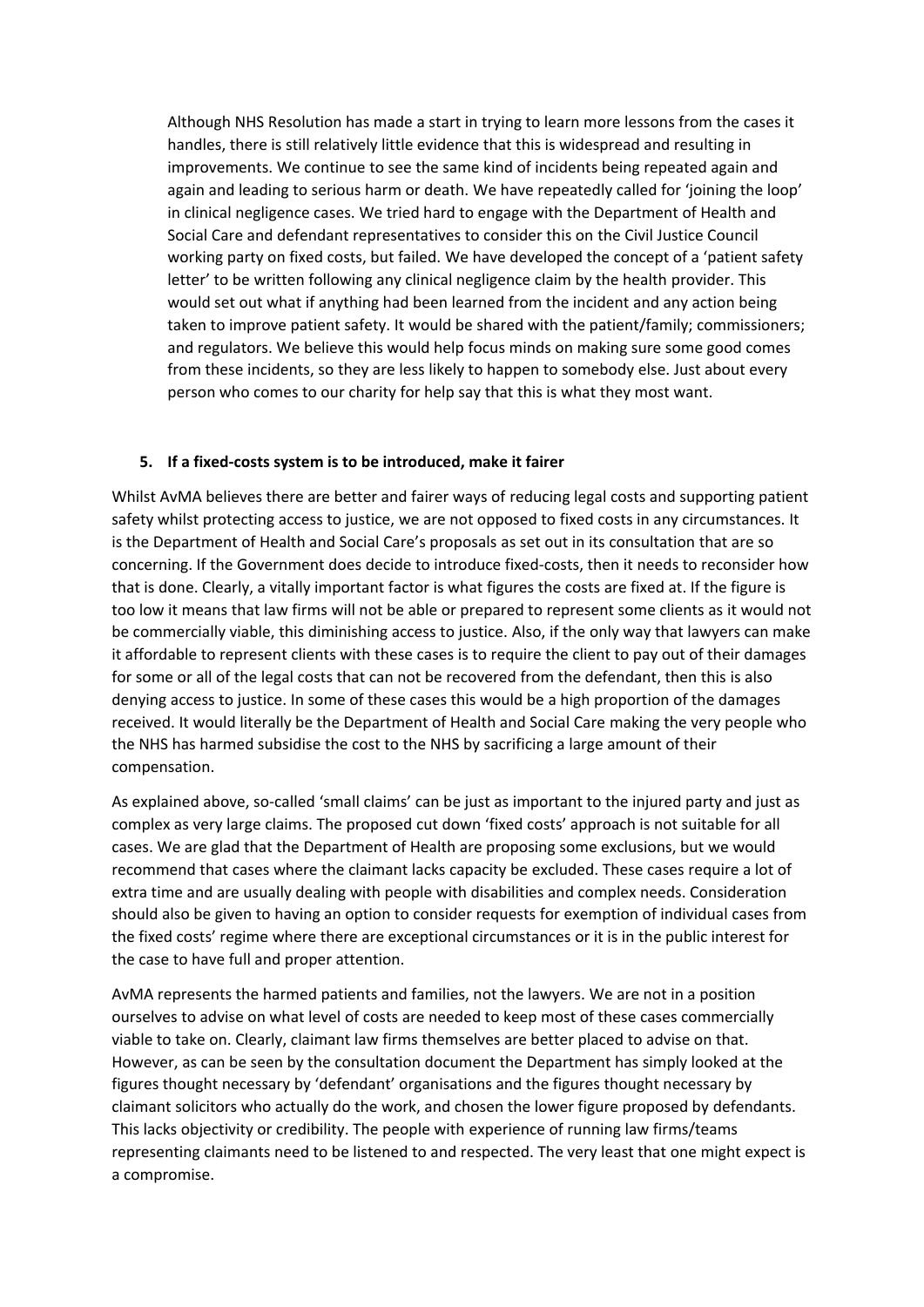Although NHS Resolution has made a start in trying to learn more lessons from the cases it handles, there is still relatively little evidence that this is widespread and resulting in improvements. We continue to see the same kind of incidents being repeated again and again and leading to serious harm or death. We have repeatedly called for 'joining the loop' in clinical negligence cases. We tried hard to engage with the Department of Health and Social Care and defendant representatives to consider this on the Civil Justice Council working party on fixed costs, but failed. We have developed the concept of a 'patient safety letter' to be written following any clinical negligence claim by the health provider. This would set out what if anything had been learned from the incident and any action being taken to improve patient safety. It would be shared with the patient/family; commissioners; and regulators. We believe this would help focus minds on making sure some good comes from these incidents, so they are less likely to happen to somebody else. Just about every person who comes to our charity for help say that this is what they most want.

## 5. If a fixed-costs system is to be introduced, make it fairer

Whilst AvMA believes there are better and fairer ways of reducing legal costs and supporting patient safety whilst protecting access to justice, we are not opposed to fixed costs in any circumstances. It is the Department of Health and Social Care's proposals as set out in its consultation that are so concerning. If the Government does decide to introduce fixed-costs, then it needs to reconsider how that is done. Clearly, a vitally important factor is what figures the costs are fixed at. If the figure is too low it means that law firms will not be able or prepared to represent some clients as it would not be commercially viable, this diminishing access to justice. Also, if the only way that lawyers can make it affordable to represent clients with these cases is to require the client to pay out of their damages for some or all of the legal costs that can not be recovered from the defendant, then this is also denying access to justice. In some of these cases this would be a high proportion of the damages received. It would literally be the Department of Health and Social Care making the very people who the NHS has harmed subsidise the cost to the NHS by sacrificing a large amount of their compensation.

As explained above, so-called 'small claims' can be just as important to the injured party and just as complex as very large claims. The proposed cut down 'fixed costs' approach is not suitable for all cases. We are glad that the Department of Health are proposing some exclusions, but we would recommend that cases where the claimant lacks capacity be excluded. These cases require a lot of extra time and are usually dealing with people with disabilities and complex needs. Consideration should also be given to having an option to consider requests for exemption of individual cases from the fixed costs' regime where there are exceptional circumstances or it is in the public interest for the case to have full and proper attention.

AvMA represents the harmed patients and families, not the lawyers. We are not in a position ourselves to advise on what level of costs are needed to keep most of these cases commercially viable to take on. Clearly, claimant law firms themselves are better placed to advise on that. However, as can be seen by the consultation document the Department has simply looked at the figures thought necessary by 'defendant' organisations and the figures thought necessary by claimant solicitors who actually do the work, and chosen the lower figure proposed by defendants. This lacks objectivity or credibility. The people with experience of running law firms/teams representing claimants need to be listened to and respected. The very least that one might expect is a compromise.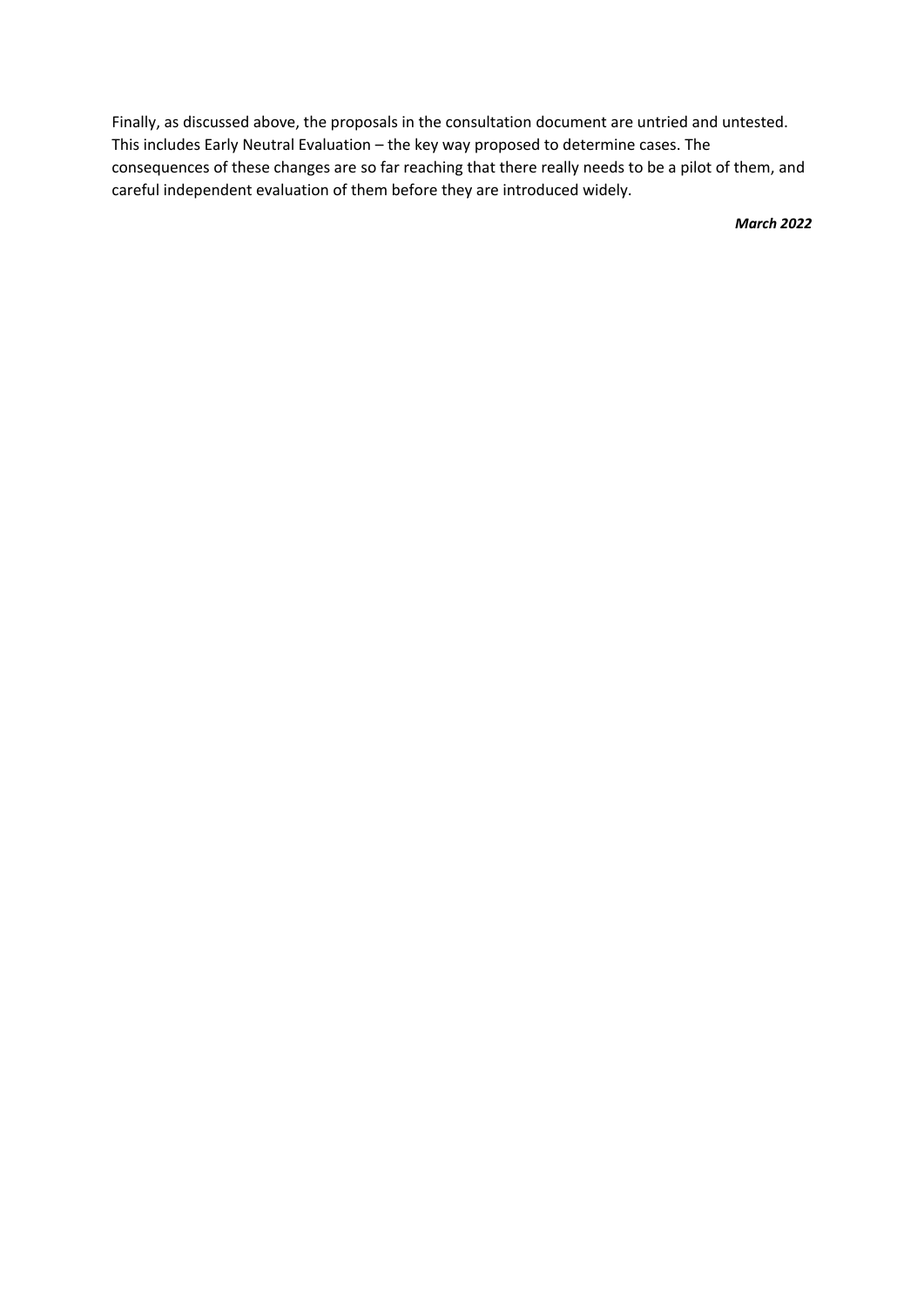Finally, as discussed above, the proposals in the consultation document are untried and untested. This includes Early Neutral Evaluation – the key way proposed to determine cases. The consequences of these changes are so far reaching that there really needs to be a pilot of them, and careful independent evaluation of them before they are introduced widely.

***March 2022***